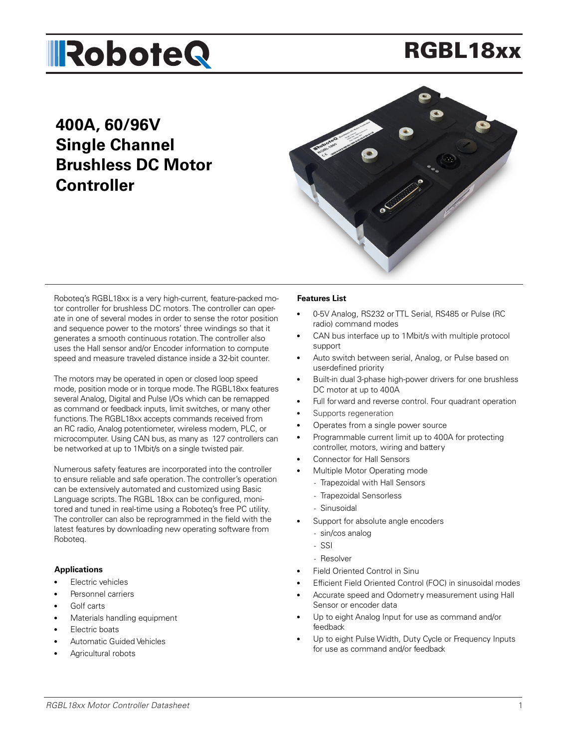# RGBL18xx

## 400A, 60/96V Single Channel Brushless DC Motor Controller

Roboteq's RGBL18xx is a very high-current, feature-packed motor controller for brushless DC motors. The controller can operate in one of several modes in order to sense the rotor position and sequence power to the motors' three windings so that it generates a smooth continuous rotation. The controller also uses the Hall sensor and/or Encoder information to compute speed and measure traveled distance inside a 32-bit counter.

The motors may be operated in open or closed loop speed mode, position mode or in torque mode. The RGBL18xx features several Analog, Digital and Pulse I/Os which can be remapped as command or feedback inputs, limit switches, or many other functions. The RGBL18xx accepts commands received from an RC radio, Analog potentiometer, wireless modem, PLC, or microcomputer. Using CAN bus, as many as 127 controllers can be networked at up to 1Mbit/s on a single twisted pair.

Numerous safety features are incorporated into the controller to ensure reliable and safe operation. The controller's operation can be extensively automated and customized using Basic Language scripts. The RGBL 18xx can be configured, monitored and tuned in real-time using a Roboteq's free PC utility. The controller can also be reprogrammed in the field with the latest features by downloading new operating software from Roboteq.

### Applications

- Electric vehicles
- Personnel carriers
- Golf carts
- Materials handling equipment
- Electric boats
- Automatic Guided Vehicles
- Agricultural robots

### Features List

- 0-5V Analog, RS232 or TTL Serial, RS485 or Pulse (RC radio) command modes
- CAN bus interface up to 1Mbit/s with multiple protocol support
- Auto switch between serial, Analog, or Pulse based on user-defined priority
- Built-in dual 3-phase high-power drivers for one brushless DC motor at up to 400A
- Full forward and reverse control. Four quadrant operation
- Supports regeneration
- Operates from a single power source
- Programmable current limit up to 400A for protecting controller, motors, wiring and battery
- Connector for Hall Sensors
- Multiple Motor Operating mode
  - Trapezoidal with Hall Sensors
  - Trapezoidal Sensorless
  - Sinusoidal
- Support for absolute angle encoders
  - sin/cos analog
  - SSI
  - Resolver
- Field Oriented Control in Sinu
- Efficient Field Oriented Control (FOC) in sinusoidal modes
- Accurate speed and Odometry measurement using Hall Sensor or encoder data
- Up to eight Analog Input for use as command and/or feedback
- Up to eight Pulse Width, Duty Cycle or Frequency Inputs for use as command and/or feedback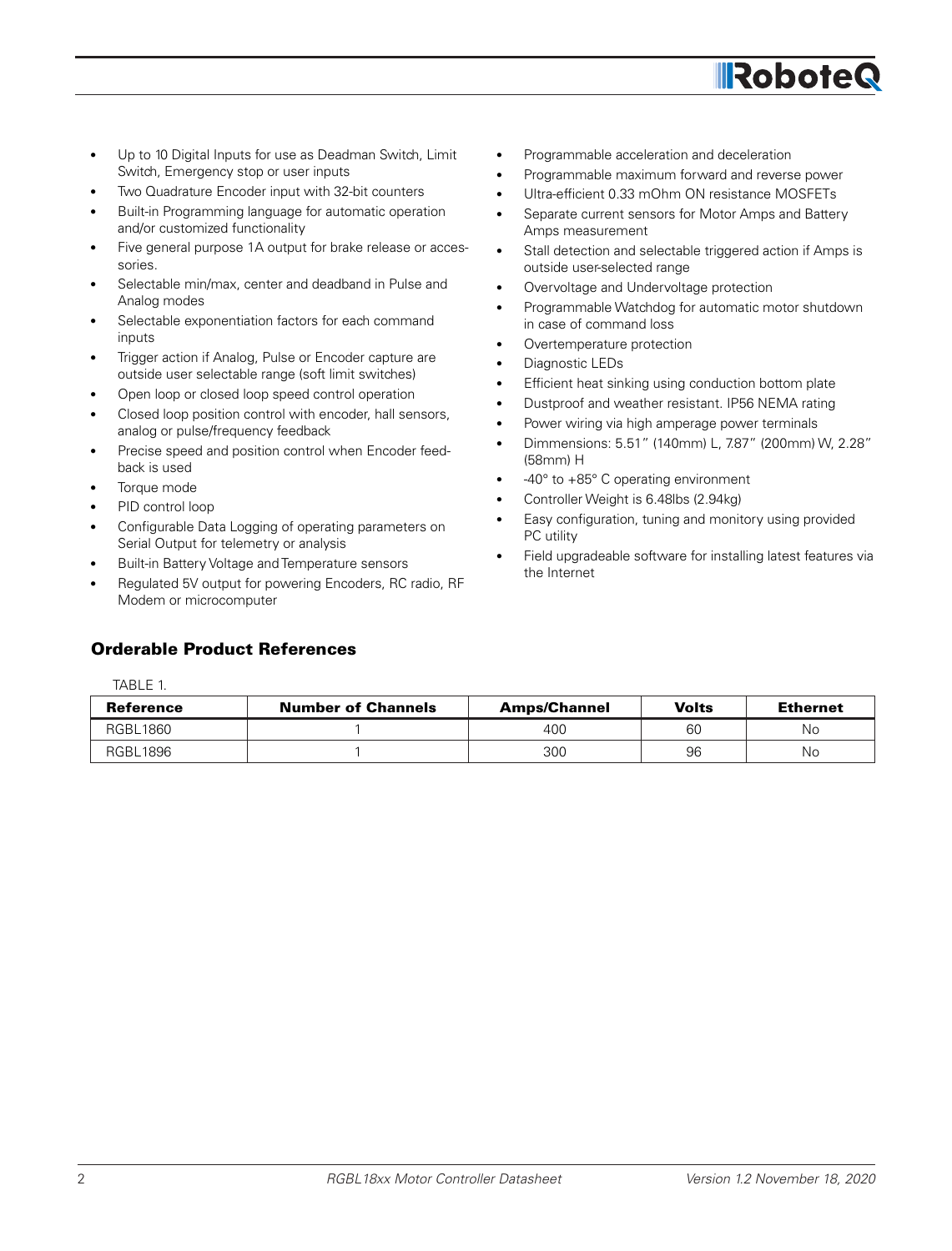- Up to 10 Digital Inputs for use as Deadman Switch, Limit Switch, Emergency stop or user inputs
- Two Quadrature Encoder input with 32-bit counters
- Built-in Programming language for automatic operation and/or customized functionality
- Five general purpose 1A output for brake release or accessories.
- Selectable min/max, center and deadband in Pulse and Analog modes
- Selectable exponentiation factors for each command inputs
- Trigger action if Analog, Pulse or Encoder capture are outside user selectable range (soft limit switches)
- Open loop or closed loop speed control operation
- Closed loop position control with encoder, hall sensors, analog or pulse/frequency feedback
- Precise speed and position control when Encoder feedback is used
- Torque mode
- PID control loop
- Configurable Data Logging of operating parameters on Serial Output for telemetry or analysis
- Built-in Battery Voltage and Temperature sensors
- Regulated 5V output for powering Encoders, RC radio, RF Modem or microcomputer
- Programmable acceleration and deceleration
- Programmable maximum forward and reverse power
- Ultra-efficient 0.33 mOhm ON resistance MOSFETs
- Separate current sensors for Motor Amps and Battery Amps measurement
- Stall detection and selectable triggered action if Amps is outside user-selected range
- Overvoltage and Undervoltage protection
- Programmable Watchdog for automatic motor shutdown in case of command loss
- Overtemperature protection
- Diagnostic LEDs
- Efficient heat sinking using conduction bottom plate
- Dustproof and weather resistant. IP56 NEMA rating
- Power wiring via high amperage power terminals
- Dimmensions: 5.51" (140mm) L, 7.87" (200mm) W, 2.28" (58mm) H
- -40° to +85° C operating environment
- Controller Weight is 6.48lbs (2.94kg)
- Easy configuration, tuning and monitory using provided PC utility
- Field upgradeable software for installing latest features via the Internet

## Orderable Product References

TABLE 1.

| Reference | Number of Channels | Amps/Channel | Volts | Ethernet |
|---|---|---|---|---|
| RGBL1860 | 1 | 400 | 60 | No |
| RGBL1896 | 1 | 300 | 96 | No |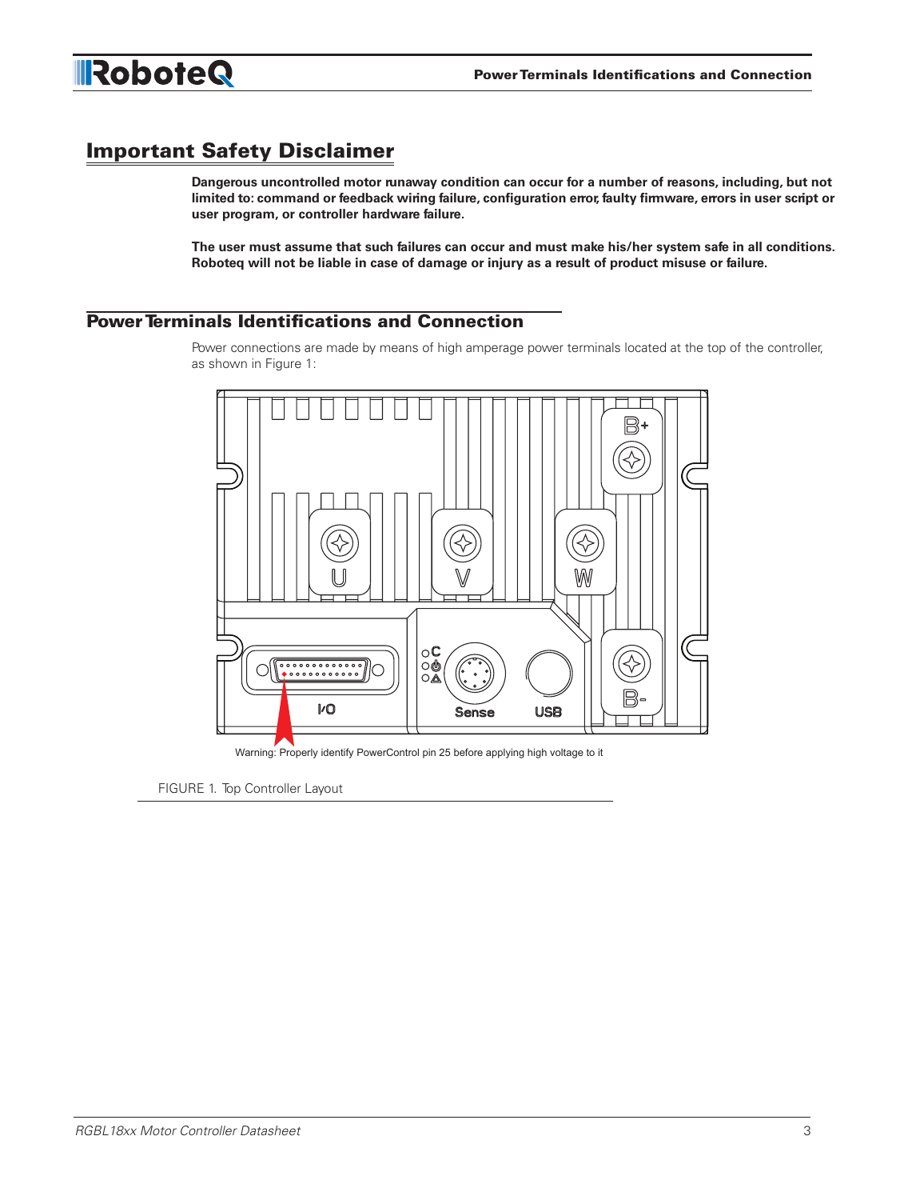## Important Safety Disclaimer

**Dangerous uncontrolled motor runaway condition can occur for a number of reasons, including, but not limited to: command or feedback wiring failure, configuration error, faulty firmware, errors in user script or user program, or controller hardware failure.**

**The user must assume that such failures can occur and must make his/her system safe in all conditions. Roboteq will not be liable in case of damage or injury as a result of product misuse or failure.**

## Power Terminals Identifications and Connection

Power connections are made by means of high amperage power terminals located at the top of the controller, as shown in Figure 1:

Warning: Properly identify PowerControl pin 25 before applying high voltage to it

FIGURE 1. Top Controller Layout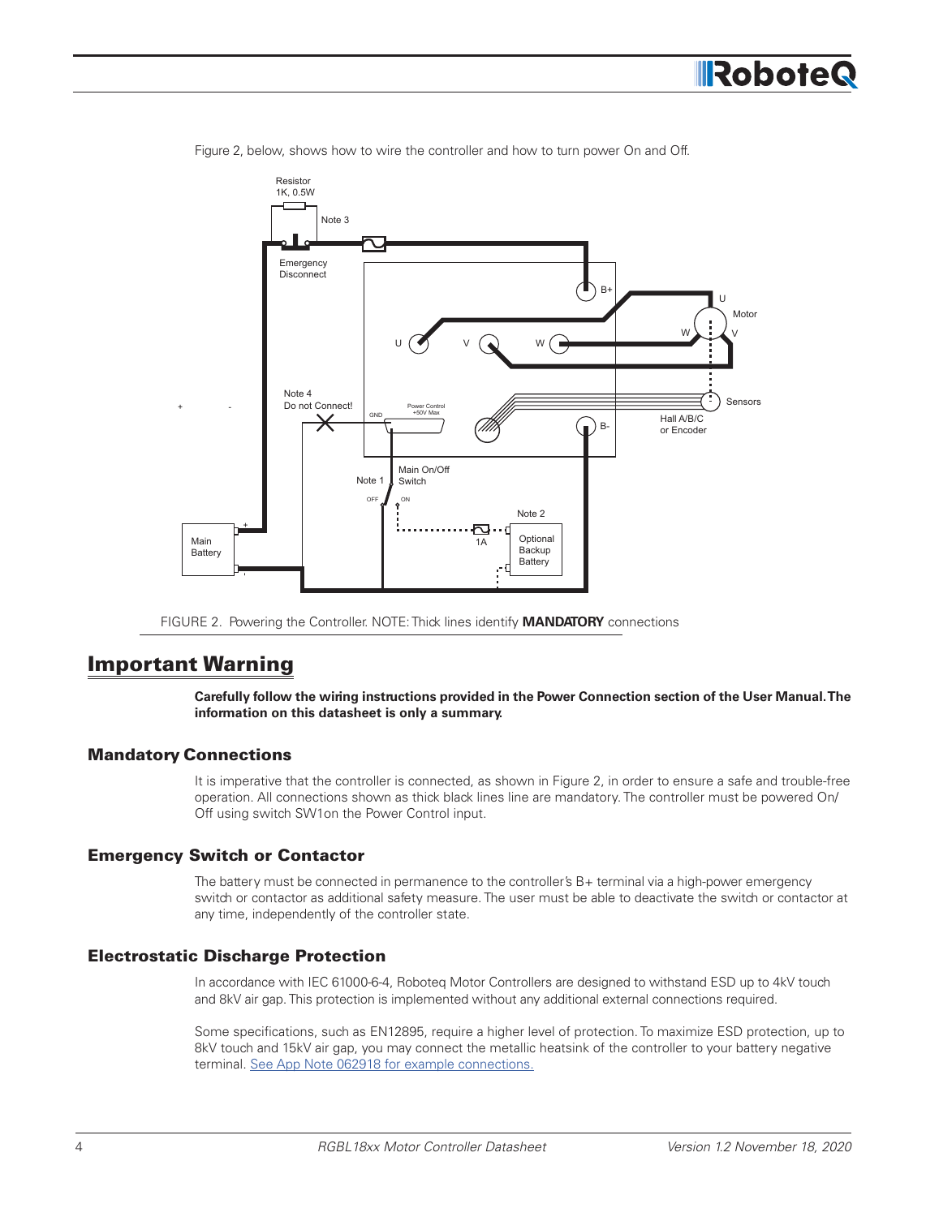Figure 2, below, shows how to wire the controller and how to turn power On and Off.

FIGURE 2. Powering the Controller. NOTE: Thick lines identify **MANDATORY** connections

## Important Warning

**Carefully follow the wiring instructions provided in the Power Connection section of the User Manual. The information on this datasheet is only a summary.**

### Mandatory Connections

It is imperative that the controller is connected, as shown in Figure 2, in order to ensure a safe and trouble-free operation. All connections shown as thick black lines line are mandatory. The controller must be powered On/Off using switch SW1on the Power Control input.

### Emergency Switch or Contactor

The battery must be connected in permanence to the controller's B+ terminal via a high-power emergency switch or contactor as additional safety measure. The user must be able to deactivate the switch or contactor at any time, independently of the controller state.

### Electrostatic Discharge Protection

In accordance with IEC 61000-6-4, Roboteq Motor Controllers are designed to withstand ESD up to 4kV touch and 8kV air gap. This protection is implemented without any additional external connections required.

Some specifications, such as EN12895, require a higher level of protection. To maximize ESD protection, up to 8kV touch and 15kV air gap, you may connect the metallic heatsink of the controller to your battery negative terminal. See App Note 062918 for example connections.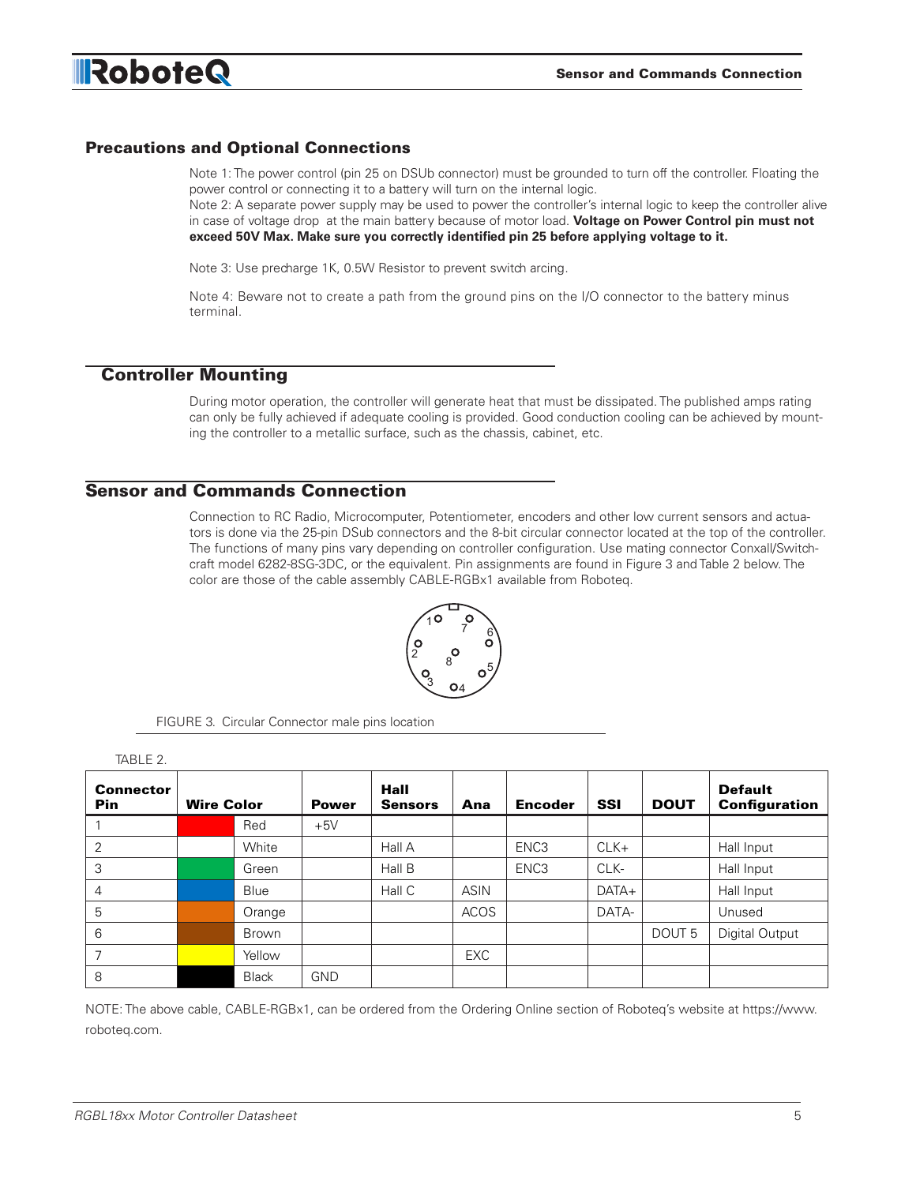## Precautions and Optional Connections

Note 1: The power control (pin 25 on DSUb connector) must be grounded to turn off the controller. Floating the power control or connecting it to a battery will turn on the internal logic.
Note 2: A separate power supply may be used to power the controller's internal logic to keep the controller alive in case of voltage drop at the main battery because of motor load. **Voltage on Power Control pin must not exceed 50V Max. Make sure you correctly identified pin 25 before applying voltage to it.**

Note 3: Use precharge 1K, 0.5W Resistor to prevent switch arcing.

Note 4: Beware not to create a path from the ground pins on the I/O connector to the battery minus terminal.

## Controller Mounting

During motor operation, the controller will generate heat that must be dissipated. The published amps rating can only be fully achieved if adequate cooling is provided. Good conduction cooling can be achieved by mounting the controller to a metallic surface, such as the chassis, cabinet, etc.

## Sensor and Commands Connection

Connection to RC Radio, Microcomputer, Potentiometer, encoders and other low current sensors and actuators is done via the 25-pin DSub connectors and the 8-bit circular connector located at the top of the controller. The functions of many pins vary depending on controller configuration. Use mating connector Conxall/Switchcraft model 6282-8SG-3DC, or the equivalent. Pin assignments are found in Figure 3 and Table 2 below. The color are those of the cable assembly CABLE-RGBx1 available from Roboteq.

FIGURE 3. Circular Connector male pins location

TABLE 2.

| Connector Pin | Wire Color | Power | Hall Sensors | Ana | Encoder | SSI | DOUT | Default Configuration |
|---|---|---|---|---|---|---|---|---|
| 1 | Red | +5V | | | | | | |
| 2 | White | | Hall A | | ENC3 | CLK+ | | Hall Input |
| 3 | Green | | Hall B | | ENC3 | CLK- | | Hall Input |
| 4 | Blue | | Hall C | ASIN | | DATA+ | | Hall Input |
| 5 | Orange | | | ACOS | | DATA- | | Unused |
| 6 | Brown | | | | | | DOUT 5 | Digital Output |
| 7 | Yellow | | | EXC | | | | |
| 8 | Black | GND | | | | | | |

NOTE: The above cable, CABLE-RGBx1, can be ordered from the Ordering Online section of Roboteq's website at https://www.roboteq.com.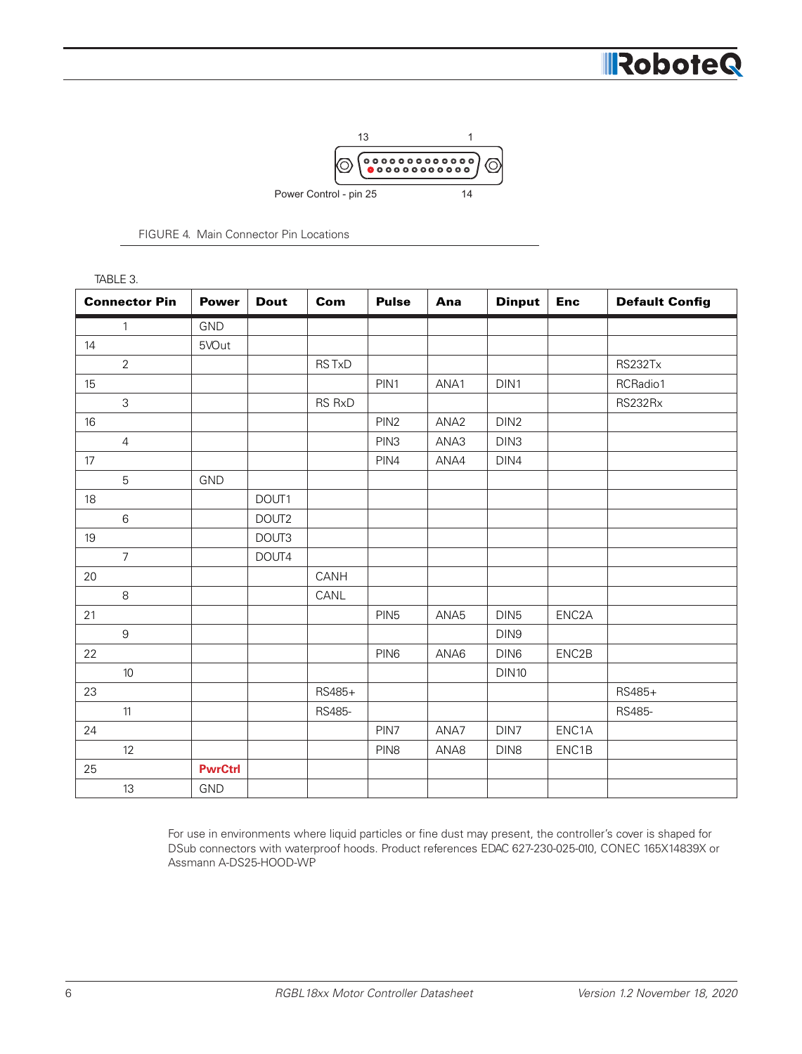13 1

Power Control - pin 25 14

FIGURE 4. Main Connector Pin Locations

TABLE 3.

| Connector Pin | Power | Dout | Com | Pulse | Ana | Dinput | Enc | Default Config |
|---|---|---|---|---|---|---|---|---|
| 1 | GND | | | | | | | |
| 14 | 5VOut | | | | | | | |
| 2 | | | RS TxD | | | | | RS232Tx |
| 15 | | | | PIN1 | ANA1 | DIN1 | | RCRadio1 |
| 3 | | | RS RxD | | | | | RS232Rx |
| 16 | | | | PIN2 | ANA2 | DIN2 | | |
| 4 | | | | PIN3 | ANA3 | DIN3 | | |
| 17 | | | | PIN4 | ANA4 | DIN4 | | |
| 5 | GND | | | | | | | |
| 18 | | DOUT1 | | | | | | |
| 6 | | DOUT2 | | | | | | |
| 19 | | DOUT3 | | | | | | |
| 7 | | DOUT4 | | | | | | |
| 20 | | | CANH | | | | | |
| 8 | | | CANL | | | | | |
| 21 | | | | PIN5 | ANA5 | DIN5 | ENC2A | |
| 9 | | | | | | DIN9 | | |
| 22 | | | | PIN6 | ANA6 | DIN6 | ENC2B | |
| 10 | | | | | | DIN10 | | |
| 23 | | | RS485+ | | | | | RS485+ |
| 11 | | | RS485- | | | | | RS485- |
| 24 | | | | PIN7 | ANA7 | DIN7 | ENC1A | |
| 12 | | | | PIN8 | ANA8 | DIN8 | ENC1B | |
| 25 | **PwrCtrl** | | | | | | | |
| 13 | GND | | | | | | | |

For use in environments where liquid particles or fine dust may present, the controller's cover is shaped for DSub connectors with waterproof hoods. Product references EDAC 627-230-025-010, CONEC 165X14839X or Assmann A-DS25-HOOD-WP.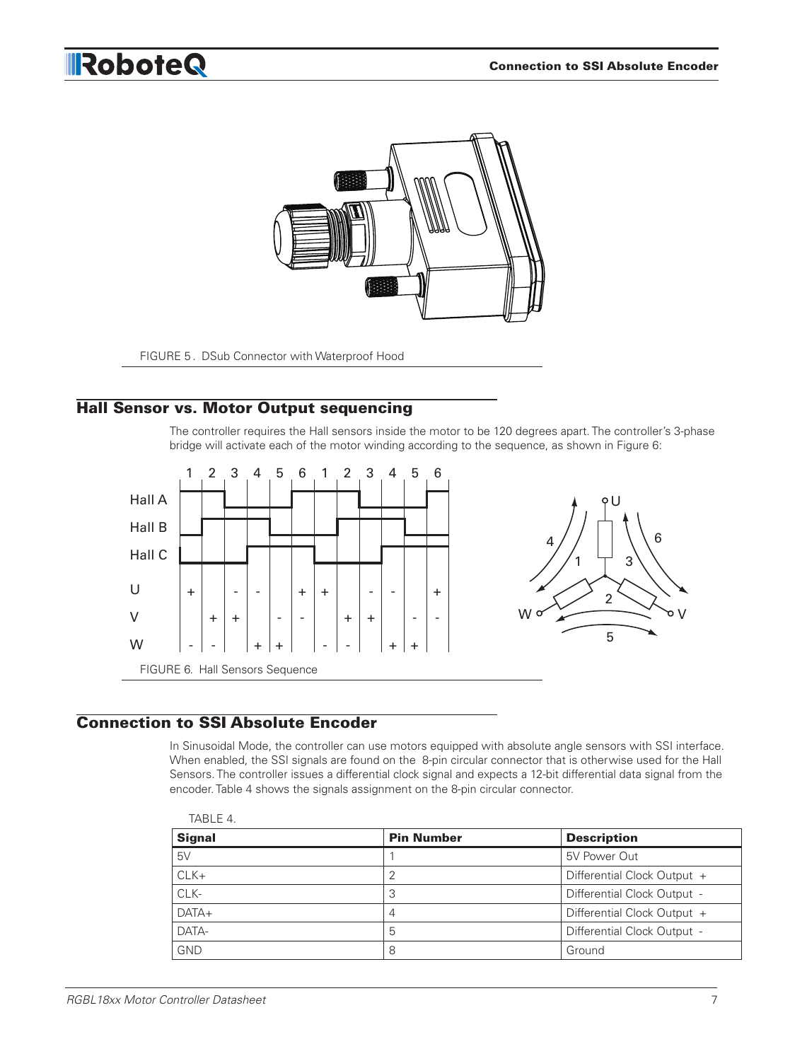FIGURE 5 . DSub Connector with Waterproof Hood

## Hall Sensor vs. Motor Output sequencing

The controller requires the Hall sensors inside the motor to be 120 degrees apart. The controller's 3-phase bridge will activate each of the motor winding according to the sequence, as shown in Figure 6:

FIGURE 6. Hall Sensors Sequence

## Connection to SSI Absolute Encoder

In Sinusoidal Mode, the controller can use motors equipped with absolute angle sensors with SSI interface. When enabled, the SSI signals are found on the 8-pin circular connector that is otherwise used for the Hall Sensors. The controller issues a differential clock signal and expects a 12-bit differential data signal from the encoder. Table 4 shows the signals assignment on the 8-pin circular connector.

TABLE 4.

| Signal | Pin Number | Description |
|---|---|---|
| 5V | 1 | 5V Power Out |
| CLK+ | 2 | Differential Clock Output + |
| CLK- | 3 | Differential Clock Output - |
| DATA+ | 4 | Differential Clock Output + |
| DATA- | 5 | Differential Clock Output - |
| GND | 8 | Ground |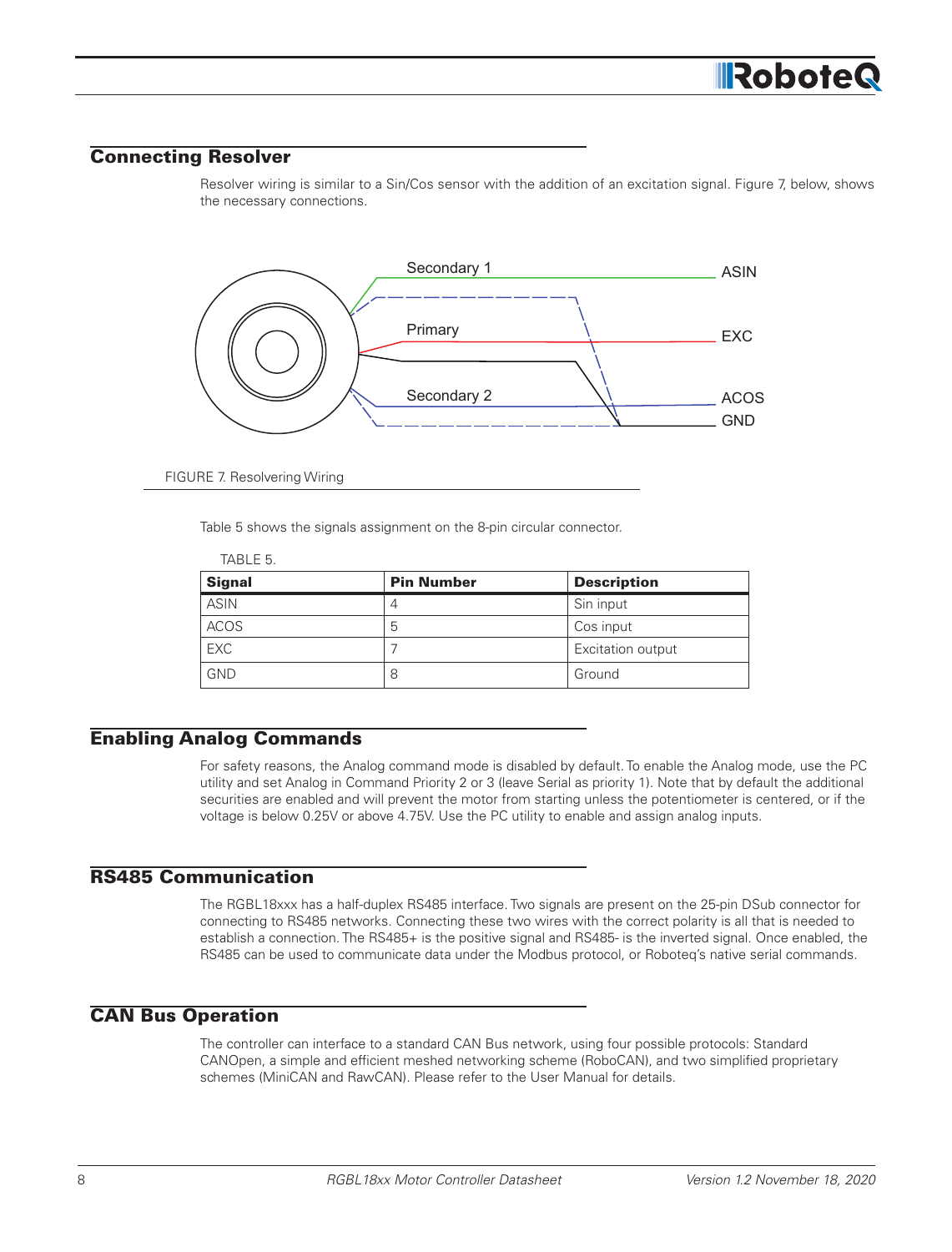## Connecting Resolver

Resolver wiring is similar to a Sin/Cos sensor with the addition of an excitation signal. Figure 7, below, shows the necessary connections.

FIGURE 7. Resolvering Wiring

Table 5 shows the signals assignment on the 8-pin circular connector.

TABLE 5.

| Signal | Pin Number | Description |
|---|---|---|
| ASIN | 4 | Sin input |
| ACOS | 5 | Cos input |
| EXC | 7 | Excitation output |
| GND | 8 | Ground |

## Enabling Analog Commands

For safety reasons, the Analog command mode is disabled by default. To enable the Analog mode, use the PC utility and set Analog in Command Priority 2 or 3 (leave Serial as priority 1). Note that by default the additional securities are enabled and will prevent the motor from starting unless the potentiometer is centered, or if the voltage is below 0.25V or above 4.75V. Use the PC utility to enable and assign analog inputs.

## RS485 Communication

The RGBL18xxx has a half-duplex RS485 interface. Two signals are present on the 25-pin DSub connector for connecting to RS485 networks. Connecting these two wires with the correct polarity is all that is needed to establish a connection. The RS485+ is the positive signal and RS485- is the inverted signal. Once enabled, the RS485 can be used to communicate data under the Modbus protocol, or Roboteq's native serial commands.

## CAN Bus Operation

The controller can interface to a standard CAN Bus network, using four possible protocols: Standard CANOpen, a simple and efficient meshed networking scheme (RoboCAN), and two simplified proprietary schemes (MiniCAN and RawCAN). Please refer to the User Manual for details.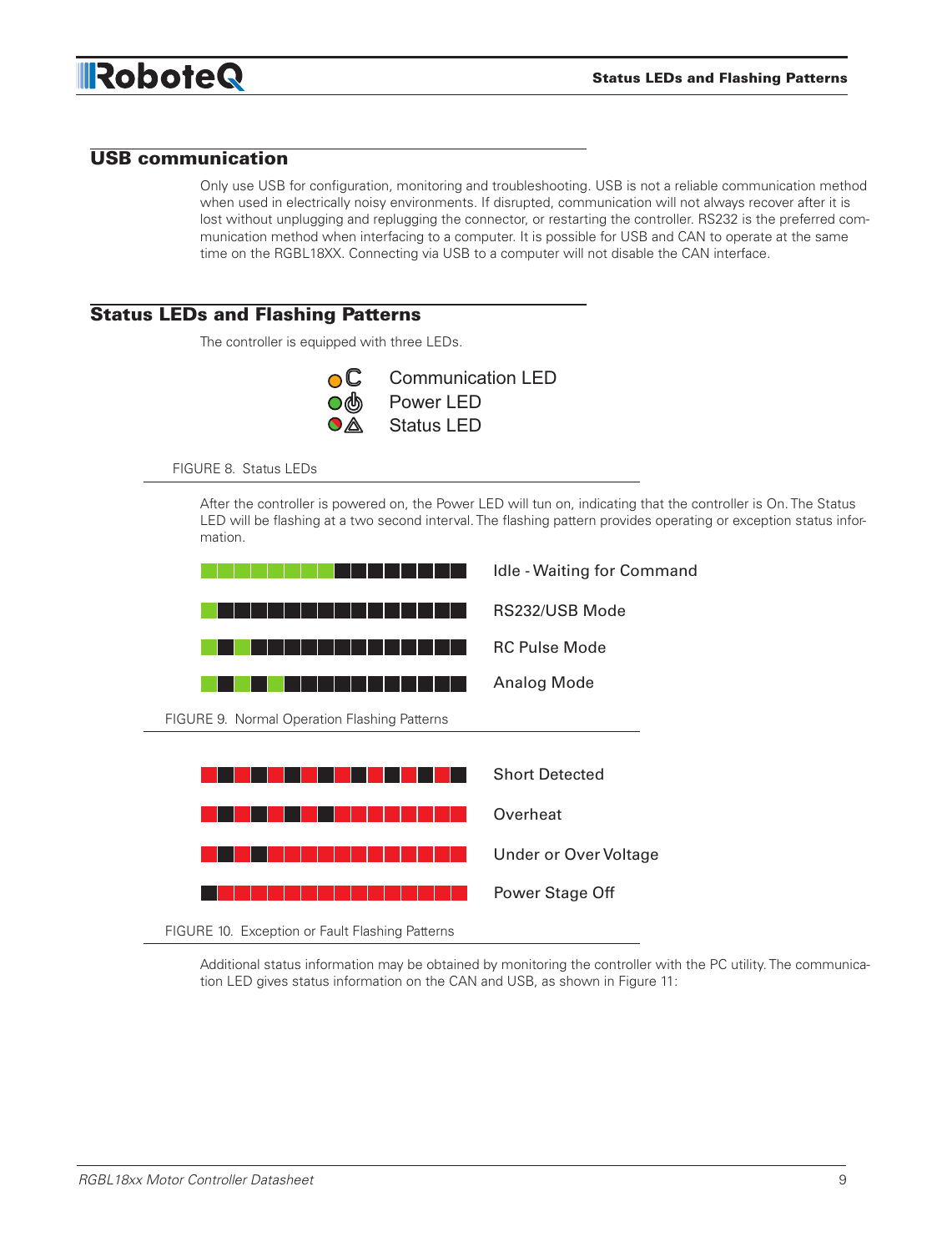## USB communication

Only use USB for configuration, monitoring and troubleshooting. USB is not a reliable communication method when used in electrically noisy environments. If disrupted, communication will not always recover after it is lost without unplugging and replugging the connector, or restarting the controller. RS232 is the preferred communication method when interfacing to a computer. It is possible for USB and CAN to operate at the same time on the RGBL18XX. Connecting via USB to a computer will not disable the CAN interface.

## Status LEDs and Flashing Patterns

The controller is equipped with three LEDs.

Communication LED
Power LED
Status LED

FIGURE 8. Status LEDs

After the controller is powered on, the Power LED will tun on, indicating that the controller is On. The Status LED will be flashing at a two second interval. The flashing pattern provides operating or exception status information.

Idle - Waiting for Command

RS232/USB Mode

RC Pulse Mode

Analog Mode

FIGURE 9. Normal Operation Flashing Patterns

Short Detected

Overheat

Under or Over Voltage

Power Stage Off

FIGURE 10. Exception or Fault Flashing Patterns

Additional status information may be obtained by monitoring the controller with the PC utility. The communication LED gives status information on the CAN and USB, as shown in Figure 11: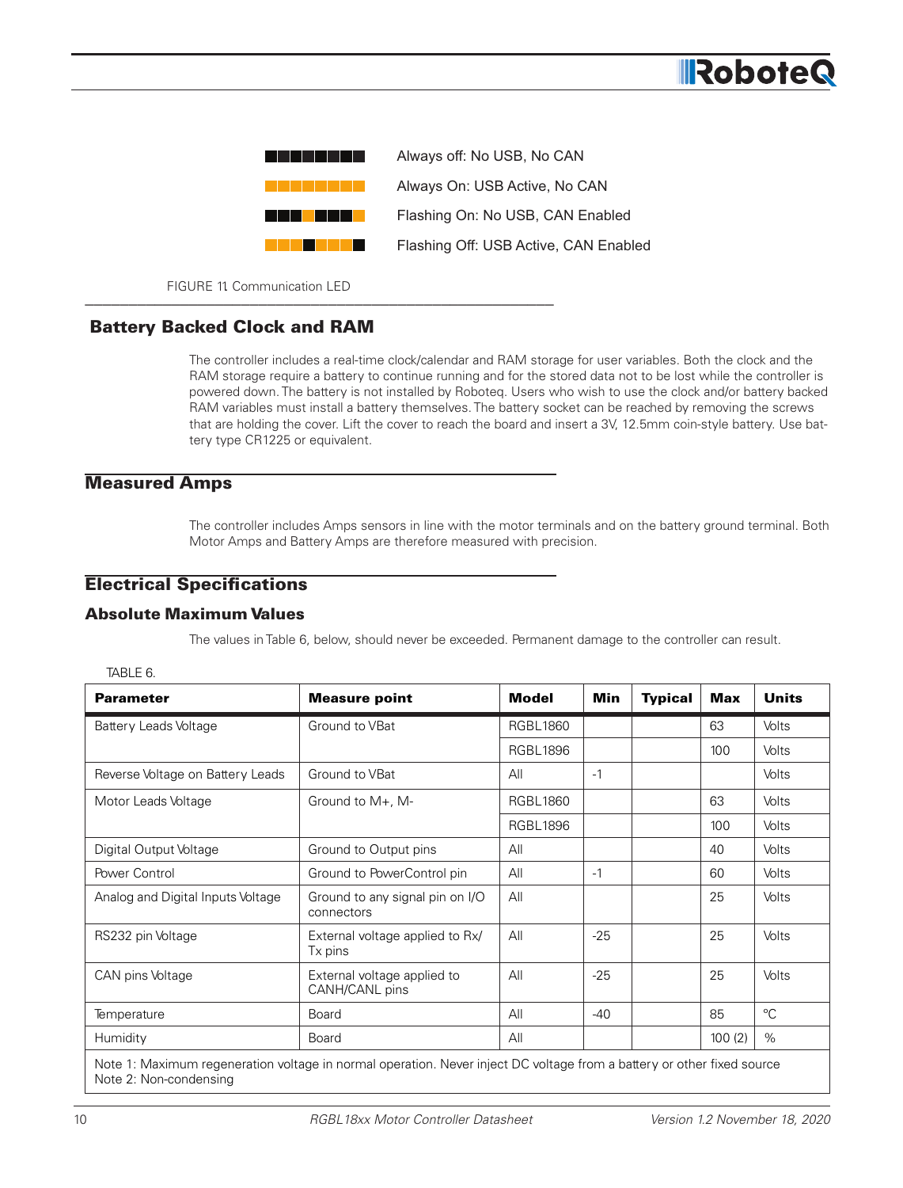Always off: No USB, No CAN

Always On: USB Active, No CAN

Flashing On: No USB, CAN Enabled

Flashing Off: USB Active, CAN Enabled

FIGURE 11. Communication LED

## Battery Backed Clock and RAM

The controller includes a real-time clock/calendar and RAM storage for user variables. Both the clock and the RAM storage require a battery to continue running and for the stored data not to be lost while the controller is powered down. The battery is not installed by Roboteq. Users who wish to use the clock and/or battery backed RAM variables must install a battery themselves. The battery socket can be reached by removing the screws that are holding the cover. Lift the cover to reach the board and insert a 3V, 12.5mm coin-style battery. Use battery type CR1225 or equivalent.

## Measured Amps

The controller includes Amps sensors in line with the motor terminals and on the battery ground terminal. Both Motor Amps and Battery Amps are therefore measured with precision.

## Electrical Specifications

### Absolute Maximum Values

The values in Table 6, below, should never be exceeded. Permanent damage to the controller can result.

TABLE 6.

| Parameter | Measure point | Model | Min | Typical | Max | Units |
|---|---|---|---|---|---|---|
| Battery Leads Voltage | Ground to VBat | RGBL1860 | | | 63 | Volts |
| | | RGBL1896 | | | 100 | Volts |
| Reverse Voltage on Battery Leads | Ground to VBat | All | -1 | | | Volts |
| Motor Leads Voltage | Ground to M+, M- | RGBL1860 | | | 63 | Volts |
| | | RGBL1896 | | | 100 | Volts |
| Digital Output Voltage | Ground to Output pins | All | | | 40 | Volts |
| Power Control | Ground to PowerControl pin | All | -1 | | 60 | Volts |
| Analog and Digital Inputs Voltage | Ground to any signal pin on I/O connectors | All | | | 25 | Volts |
| RS232 pin Voltage | External voltage applied to Rx/Tx pins | All | -25 | | 25 | Volts |
| CAN pins Voltage | External voltage applied to CANH/CANL pins | All | -25 | | 25 | Volts |
| Temperature | Board | All | -40 | | 85 | °C |
| Humidity | Board | All | | | 100 (2) | % |

Note 1: Maximum regeneration voltage in normal operation. Never inject DC voltage from a battery or other fixed source
Note 2: Non-condensing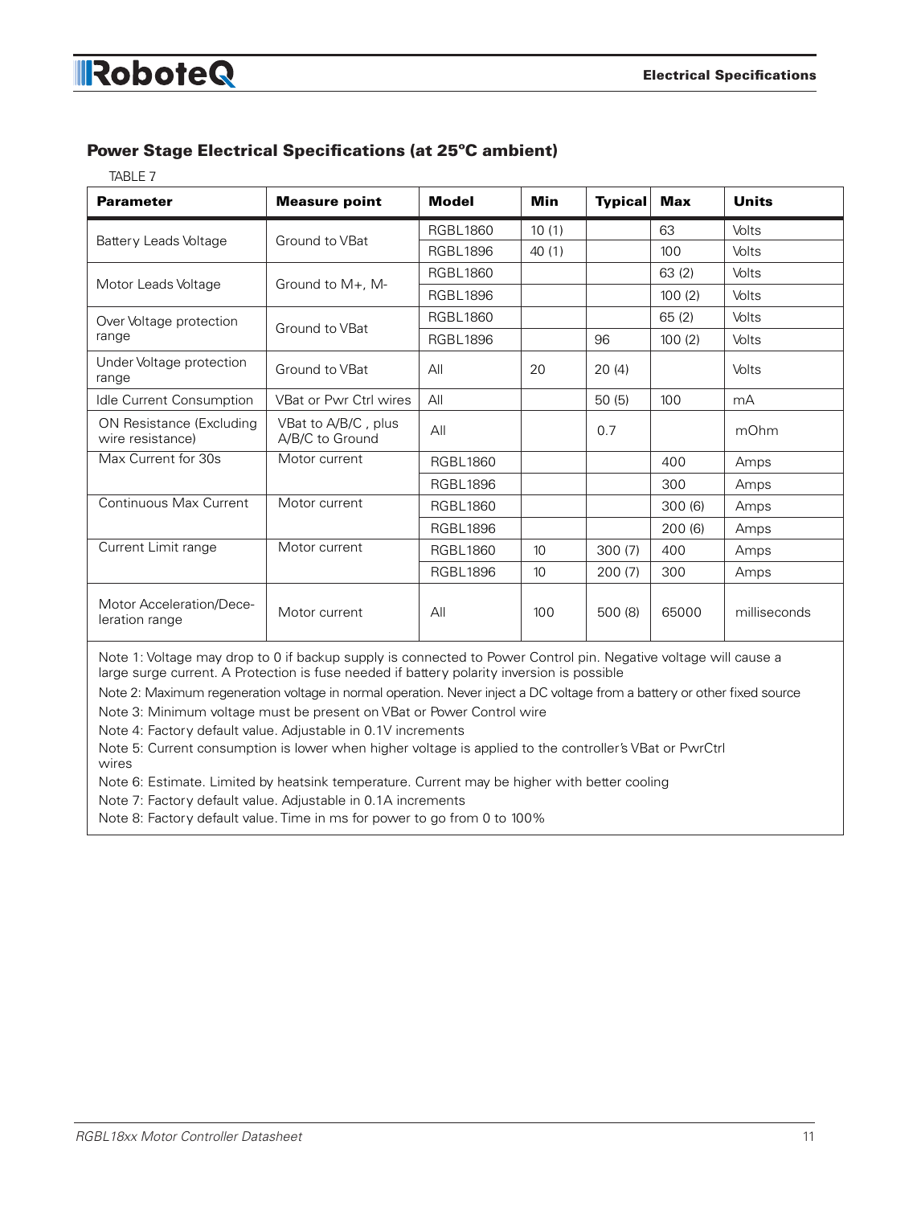## Power Stage Electrical Specifications (at 25ºC ambient)

TABLE 7

| Parameter | Measure point | Model | Min | Typical | Max | Units |
|---|---|---|---|---|---|---|
| Battery Leads Voltage | Ground to VBat | RGBL1860 | 10 (1) | | 63 | Volts |
| | | RGBL1896 | 40 (1) | | 100 | Volts |
| Motor Leads Voltage | Ground to M+, M- | RGBL1860 | | | 63 (2) | Volts |
| | | RGBL1896 | | | 100 (2) | Volts |
| Over Voltage protection range | Ground to VBat | RGBL1860 | | | 65 (2) | Volts |
| | | RGBL1896 | | 96 | 100 (2) | Volts |
| Under Voltage protection range | Ground to VBat | All | 20 | 20 (4) | | Volts |
| Idle Current Consumption | VBat or Pwr Ctrl wires | All | | 50 (5) | 100 | mA |
| ON Resistance (Excluding wire resistance) | VBat to A/B/C , plus A/B/C to Ground | All | | 0.7 | | mOhm |
| Max Current for 30s | Motor current | RGBL1860 | | | 400 | Amps |
| | | RGBL1896 | | | 300 | Amps |
| Continuous Max Current | Motor current | RGBL1860 | | | 300 (6) | Amps |
| | | RGBL1896 | | | 200 (6) | Amps |
| Current Limit range | Motor current | RGBL1860 | 10 | 300 (7) | 400 | Amps |
| | | RGBL1896 | 10 | 200 (7) | 300 | Amps |
| Motor Acceleration/Deceleration range | Motor current | All | 100 | 500 (8) | 65000 | milliseconds |

Note 1: Voltage may drop to 0 if backup supply is connected to Power Control pin. Negative voltage will cause a large surge current. A Protection is fuse needed if battery polarity inversion is possible

Note 2: Maximum regeneration voltage in normal operation. Never inject a DC voltage from a battery or other fixed source

Note 3: Minimum voltage must be present on VBat or Power Control wire

Note 4: Factory default value. Adjustable in 0.1V increments

Note 5: Current consumption is lower when higher voltage is applied to the controller's VBat or PwrCtrl wires

Note 6: Estimate. Limited by heatsink temperature. Current may be higher with better cooling

Note 7: Factory default value. Adjustable in 0.1A increments

Note 8: Factory default value. Time in ms for power to go from 0 to 100%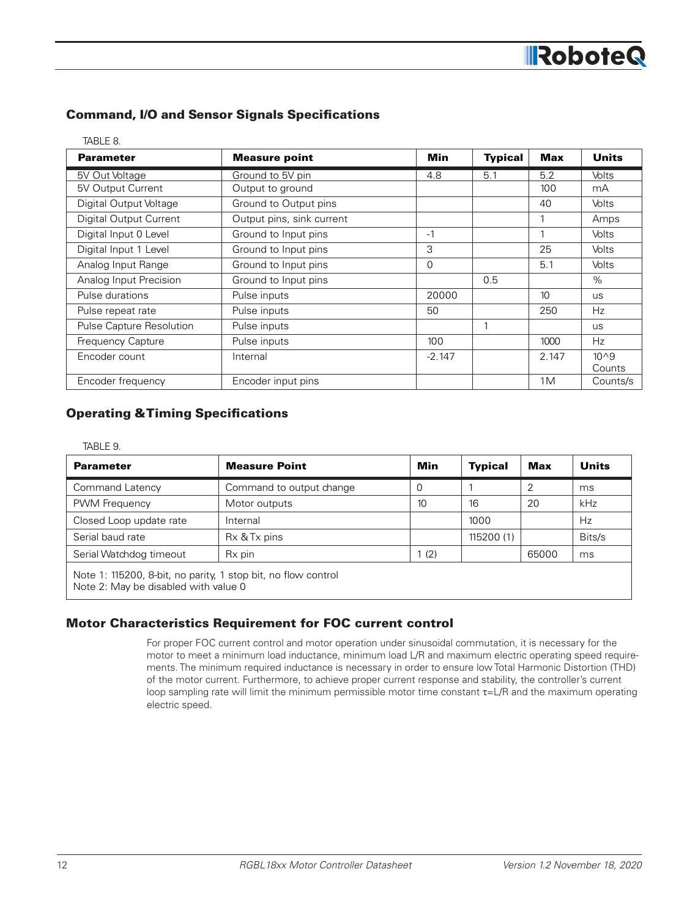## Command, I/O and Sensor Signals Specifications

TABLE 8.

| Parameter | Measure point | Min | Typical | Max | Units |
|---|---|---|---|---|---|
| 5V Out Voltage | Ground to 5V pin | 4.8 | 5.1 | 5.2 | Volts |
| 5V Output Current | Output to ground | | | 100 | mA |
| Digital Output Voltage | Ground to Output pins | | | 40 | Volts |
| Digital Output Current | Output pins, sink current | | | 1 | Amps |
| Digital Input 0 Level | Ground to Input pins | -1 | | 1 | Volts |
| Digital Input 1 Level | Ground to Input pins | 3 | | 25 | Volts |
| Analog Input Range | Ground to Input pins | 0 | | 5.1 | Volts |
| Analog Input Precision | Ground to Input pins | | 0.5 | | % |
| Pulse durations | Pulse inputs | 20000 | | 10 | us |
| Pulse repeat rate | Pulse inputs | 50 | | 250 | Hz |
| Pulse Capture Resolution | Pulse inputs | | 1 | | us |
| Frequency Capture | Pulse inputs | 100 | | 1000 | Hz |
| Encoder count | Internal | -2.147 | | 2.147 | 10^9 Counts |
| Encoder frequency | Encoder input pins | | | 1M | Counts/s |

## Operating & Timing Specifications

TABLE 9.

| Parameter | Measure Point | Min | Typical | Max | Units |
|---|---|---|---|---|---|
| Command Latency | Command to output change | 0 | 1 | 2 | ms |
| PWM Frequency | Motor outputs | 10 | 16 | 20 | kHz |
| Closed Loop update rate | Internal | | 1000 | | Hz |
| Serial baud rate | Rx & Tx pins | | 115200 (1) | | Bits/s |
| Serial Watchdog timeout | Rx pin | 1 (2) | | 65000 | ms |

Note 1: 115200, 8-bit, no parity, 1 stop bit, no flow control
Note 2: May be disabled with value 0

## Motor Characteristics Requirement for FOC current control

For proper FOC current control and motor operation under sinusoidal commutation, it is necessary for the motor to meet a minimum load inductance, minimum load L/R and maximum electric operating speed requirements. The minimum required inductance is necessary in order to ensure low Total Harmonic Distortion (THD) of the motor current. Furthermore, to achieve proper current response and stability, the controller's current loop sampling rate will limit the minimum permissible motor time constant $\tau$=L/R and the maximum operating electric speed.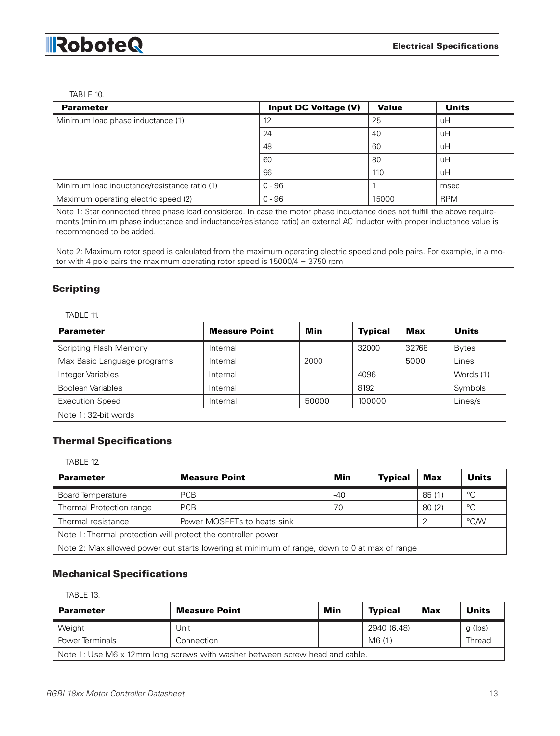TABLE 10.

| Parameter | Input DC Voltage (V) | Value | Units |
|---|---|---|---|
| Minimum load phase inductance (1) | 12 | 25 | uH |
| | 24 | 40 | uH |
| | 48 | 60 | uH |
| | 60 | 80 | uH |
| | 96 | 110 | uH |
| Minimum load inductance/resistance ratio (1) | 0 - 96 | 1 | msec |
| Maximum operating electric speed (2) | 0 - 96 | 15000 | RPM |
| Note 1: Star connected three phase load considered. In case the motor phase inductance does not fulfill the above requirements (minimum phase inductance and inductance/resistance ratio) an external AC inductor with proper inductance value is recommended to be added.<br><br>Note 2: Maximum rotor speed is calculated from the maximum operating electric speed and pole pairs. For example, in a motor with 4 pole pairs the maximum operating rotor speed is 15000/4 = 3750 rpm | | | |

## Scripting

TABLE 11.

| Parameter | Measure Point | Min | Typical | Max | Units |
|---|---|---|---|---|---|
| Scripting Flash Memory | Internal | | 32000 | 32768 | Bytes |
| Max Basic Language programs | Internal | 2000 | | 5000 | Lines |
| Integer Variables | Internal | | 4096 | | Words (1) |
| Boolean Variables | Internal | | 8192 | | Symbols |
| Execution Speed | Internal | 50000 | 100000 | | Lines/s |
| Note 1: 32-bit words | | | | | |

## Thermal Specifications

TABLE 12.

| Parameter | Measure Point | Min | Typical | Max | Units |
|---|---|---|---|---|---|
| Board Temperature | PCB | -40 | | 85 (1) | °C |
| Thermal Protection range | PCB | 70 | | 80 (2) | °C |
| Thermal resistance | Power MOSFETs to heats sink | | | 2 | °C/W |
| Note 1: Thermal protection will protect the controller power | | | | | |
| Note 2: Max allowed power out starts lowering at minimum of range, down to 0 at max of range | | | | | |

## Mechanical Specifications

TABLE 13.

| Parameter | Measure Point | Min | Typical | Max | Units |
|---|---|---|---|---|---|
| Weight | Unit | | 2940 (6.48) | | g (lbs) |
| Power Terminals | Connection | | M6 (1) | | Thread |
| Note 1: Use M6 x 12mm long screws with washer between screw head and cable. | | | | | |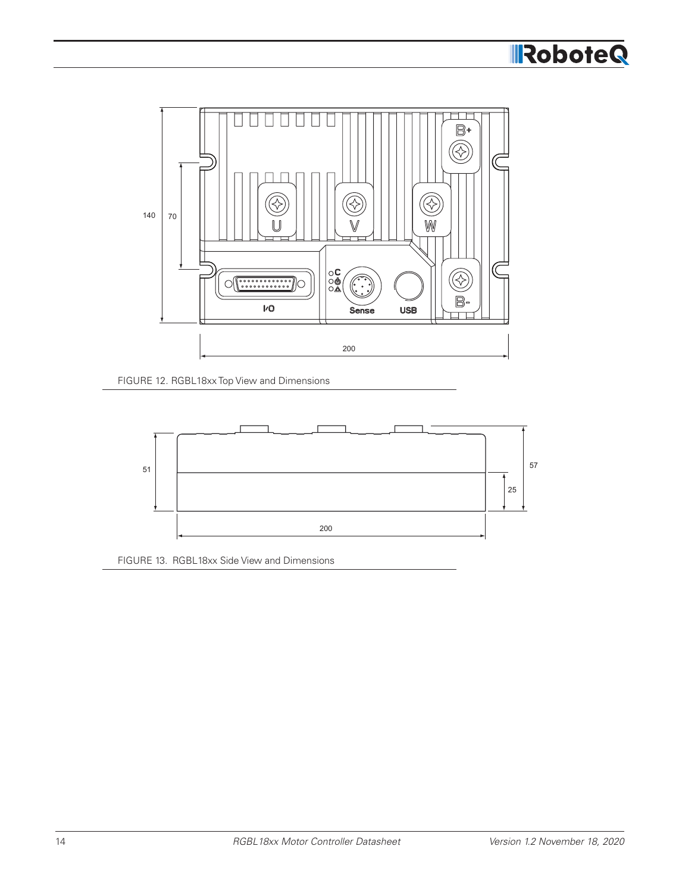140

70

B+

U

V

W

B-

I/O

C

Sense

USB

200

FIGURE 12. RGBL18xx Top View and Dimensions

51

57

25

200

FIGURE 13. RGBL18xx Side View and Dimensions